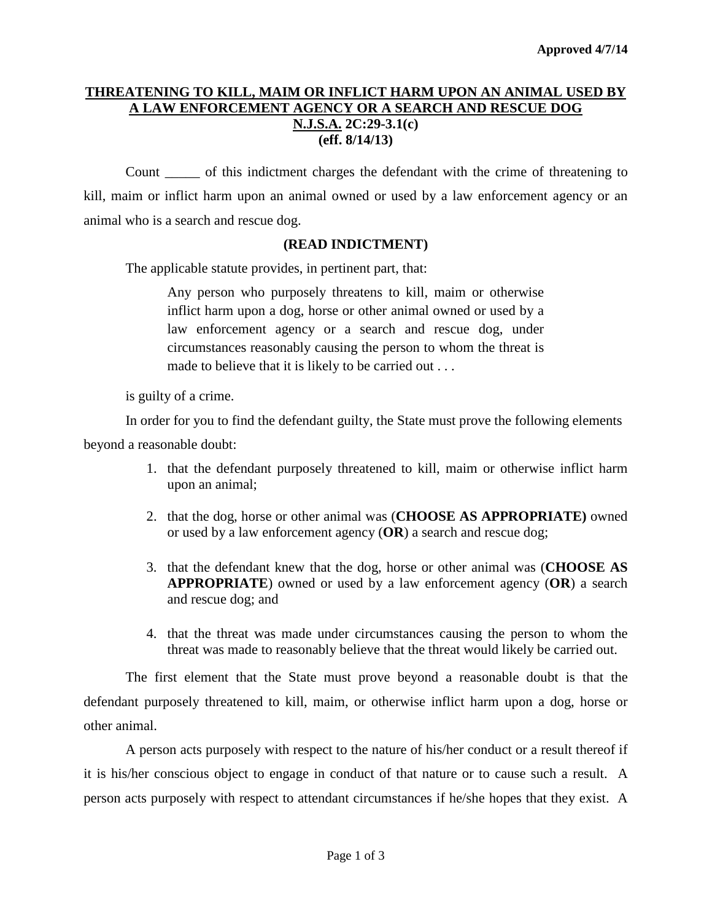**Approved 4/7/14**

## THREATENING TO KILL, MAIM OR INFLICT HARM UPON AN ANIMAL USED BY A LAW ENFORCEMENT AGENCY OR A SEARCH AND RESCUE DOG

**N.J.S.A. 2C:29-3.1(c)**
**(eff. 8/14/13)**

Count _____ of this indictment charges the defendant with the crime of threatening to kill, maim or inflict harm upon an animal owned or used by a law enforcement agency or an animal who is a search and rescue dog.

**(READ INDICTMENT)**

The applicable statute provides, in pertinent part, that:

> Any person who purposely threatens to kill, maim or otherwise inflict harm upon a dog, horse or other animal owned or used by a law enforcement agency or a search and rescue dog, under circumstances reasonably causing the person to whom the threat is made to believe that it is likely to be carried out . . .

is guilty of a crime.

In order for you to find the defendant guilty, the State must prove the following elements beyond a reasonable doubt:

1. that the defendant purposely threatened to kill, maim or otherwise inflict harm upon an animal;
2. that the dog, horse or other animal was (**CHOOSE AS APPROPRIATE)** owned or used by a law enforcement agency (**OR**) a search and rescue dog;
3. that the defendant knew that the dog, horse or other animal was (**CHOOSE AS APPROPRIATE**) owned or used by a law enforcement agency (**OR**) a search and rescue dog; and
4. that the threat was made under circumstances causing the person to whom the threat was made to reasonably believe that the threat would likely be carried out.

The first element that the State must prove beyond a reasonable doubt is that the defendant purposely threatened to kill, maim, or otherwise inflict harm upon a dog, horse or other animal.

A person acts purposely with respect to the nature of his/her conduct or a result thereof if it is his/her conscious object to engage in conduct of that nature or to cause such a result. A person acts purposely with respect to attendant circumstances if he/she hopes that they exist. A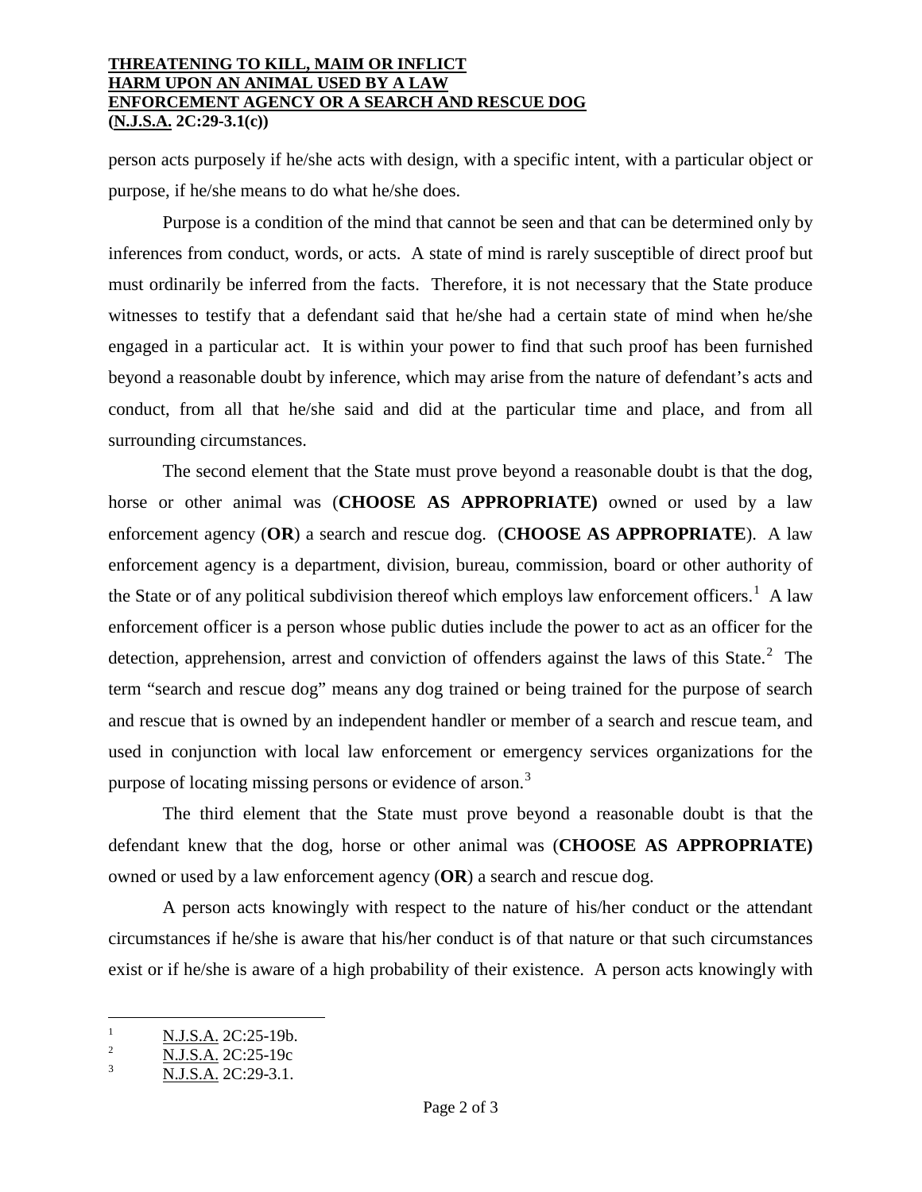person acts purposely if he/she acts with design, with a specific intent, with a particular object or purpose, if he/she means to do what he/she does.

Purpose is a condition of the mind that cannot be seen and that can be determined only by inferences from conduct, words, or acts. A state of mind is rarely susceptible of direct proof but must ordinarily be inferred from the facts. Therefore, it is not necessary that the State produce witnesses to testify that a defendant said that he/she had a certain state of mind when he/she engaged in a particular act. It is within your power to find that such proof has been furnished beyond a reasonable doubt by inference, which may arise from the nature of defendant's acts and conduct, from all that he/she said and did at the particular time and place, and from all surrounding circumstances.

The second element that the State must prove beyond a reasonable doubt is that the dog, horse or other animal was (**CHOOSE AS APPROPRIATE)** owned or used by a law enforcement agency (**OR**) a search and rescue dog. (**CHOOSE AS APPROPRIATE**). A law enforcement agency is a department, division, bureau, commission, board or other authority of the State or of any political subdivision thereof which employs law enforcement officers.[1] A law enforcement officer is a person whose public duties include the power to act as an officer for the detection, apprehension, arrest and conviction of offenders against the laws of this State.[2] The term "search and rescue dog" means any dog trained or being trained for the purpose of search and rescue that is owned by an independent handler or member of a search and rescue team, and used in conjunction with local law enforcement or emergency services organizations for the purpose of locating missing persons or evidence of arson.[3]

The third element that the State must prove beyond a reasonable doubt is that the defendant knew that the dog, horse or other animal was (**CHOOSE AS APPROPRIATE)** owned or used by a law enforcement agency (**OR**) a search and rescue dog.

A person acts knowingly with respect to the nature of his/her conduct or the attendant circumstances if he/she is aware that his/her conduct is of that nature or that such circumstances exist or if he/she is aware of a high probability of their existence. A person acts knowingly with

---

[1] N.J.S.A. 2C:25-19b.

[2] N.J.S.A. 2C:25-19c

[3] N.J.S.A. 2C:29-3.1.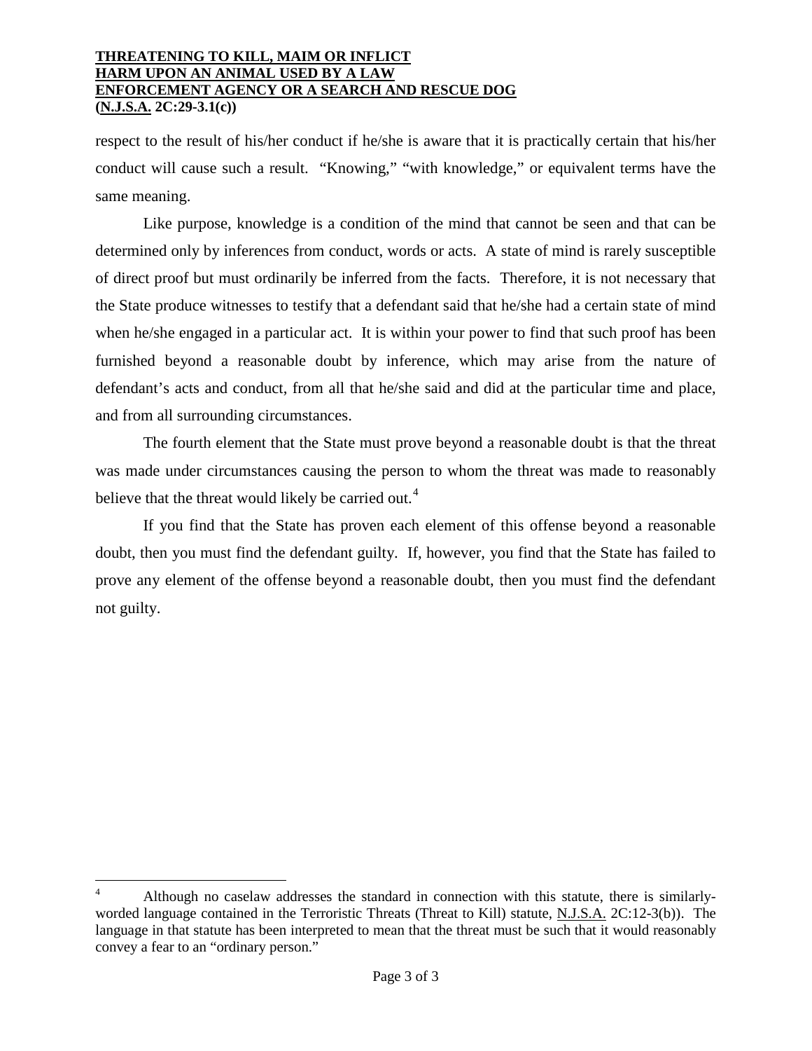respect to the result of his/her conduct if he/she is aware that it is practically certain that his/her conduct will cause such a result. "Knowing," "with knowledge," or equivalent terms have the same meaning.

Like purpose, knowledge is a condition of the mind that cannot be seen and that can be determined only by inferences from conduct, words or acts. A state of mind is rarely susceptible of direct proof but must ordinarily be inferred from the facts. Therefore, it is not necessary that the State produce witnesses to testify that a defendant said that he/she had a certain state of mind when he/she engaged in a particular act. It is within your power to find that such proof has been furnished beyond a reasonable doubt by inference, which may arise from the nature of defendant's acts and conduct, from all that he/she said and did at the particular time and place, and from all surrounding circumstances.

The fourth element that the State must prove beyond a reasonable doubt is that the threat was made under circumstances causing the person to whom the threat was made to reasonably believe that the threat would likely be carried out.[4]

If you find that the State has proven each element of this offense beyond a reasonable doubt, then you must find the defendant guilty. If, however, you find that the State has failed to prove any element of the offense beyond a reasonable doubt, then you must find the defendant not guilty.

---

[4] Although no caselaw addresses the standard in connection with this statute, there is similarly-worded language contained in the Terroristic Threats (Threat to Kill) statute, N.J.S.A. 2C:12-3(b)). The language in that statute has been interpreted to mean that the threat must be such that it would reasonably convey a fear to an "ordinary person."